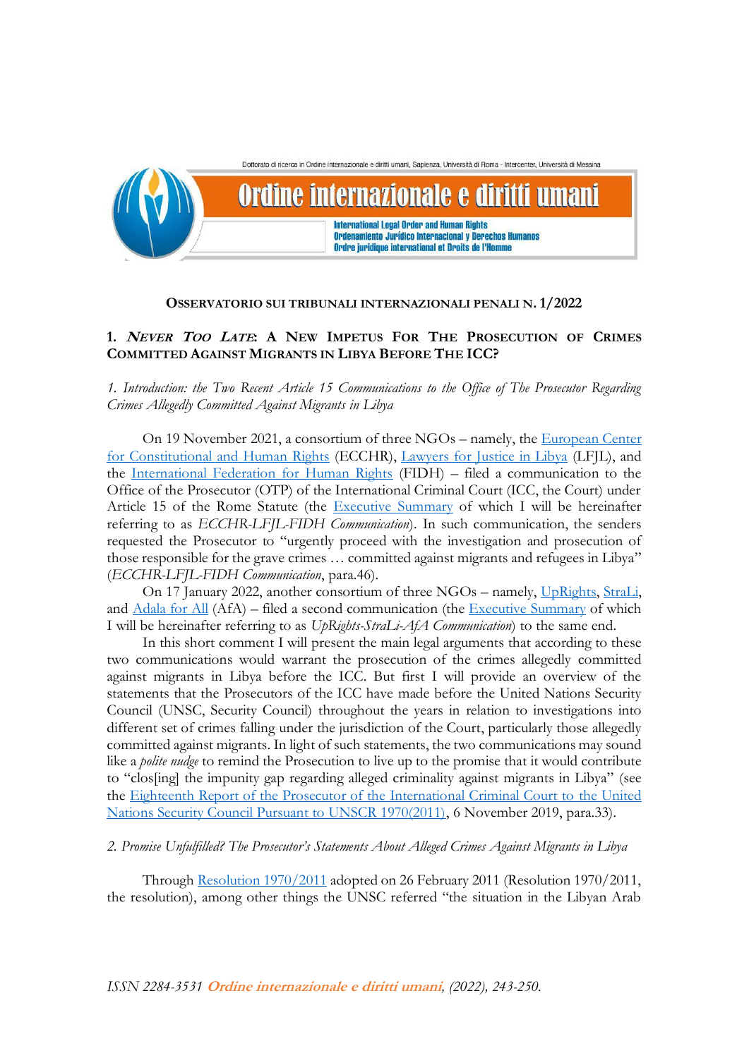**Osservatorio sui tribunali internazionali penali n. 1/2022**

## 1. *Never Too Late*: A New Impetus For The Prosecution of Crimes Committed Against Migrants in Libya Before The ICC?

*1. Introduction: the Two Recent Article 15 Communications to the Office of The Prosecutor Regarding Crimes Allegedly Committed Against Migrants in Libya*

On 19 November 2021, a consortium of three NGOs – namely, the European Center for Constitutional and Human Rights (ECCHR), Lawyers for Justice in Libya (LFJL), and the International Federation for Human Rights (FIDH) – filed a communication to the Office of the Prosecutor (OTP) of the International Criminal Court (ICC, the Court) under Article 15 of the Rome Statute (the Executive Summary of which I will be hereinafter referring to as *ECCHR-LFJL-FIDH Communication*). In such communication, the senders requested the Prosecutor to "urgently proceed with the investigation and prosecution of those responsible for the grave crimes … committed against migrants and refugees in Libya" (*ECCHR-LFJL-FIDH Communication*, para.46).

On 17 January 2022, another consortium of three NGOs – namely, UpRights, StraLi, and Adala for All (AfA) – filed a second communication (the Executive Summary of which I will be hereinafter referring to as *UpRights-StraLi-AfA Communication*) to the same end.

In this short comment I will present the main legal arguments that according to these two communications would warrant the prosecution of the crimes allegedly committed against migrants in Libya before the ICC. But first I will provide an overview of the statements that the Prosecutors of the ICC have made before the United Nations Security Council (UNSC, Security Council) throughout the years in relation to investigations into different set of crimes falling under the jurisdiction of the Court, particularly those allegedly committed against migrants. In light of such statements, the two communications may sound like a *polite nudge* to remind the Prosecution to live up to the promise that it would contribute to "clos[ing] the impunity gap regarding alleged criminality against migrants in Libya" (see the Eighteenth Report of the Prosecutor of the International Criminal Court to the United Nations Security Council Pursuant to UNSCR 1970(2011), 6 November 2019, para.33).

*2. Promise Unfulfilled? The Prosecutor's Statements About Alleged Crimes Against Migrants in Libya*

Through Resolution 1970/2011 adopted on 26 February 2011 (Resolution 1970/2011, the resolution), among other things the UNSC referred "the situation in the Libyan Arab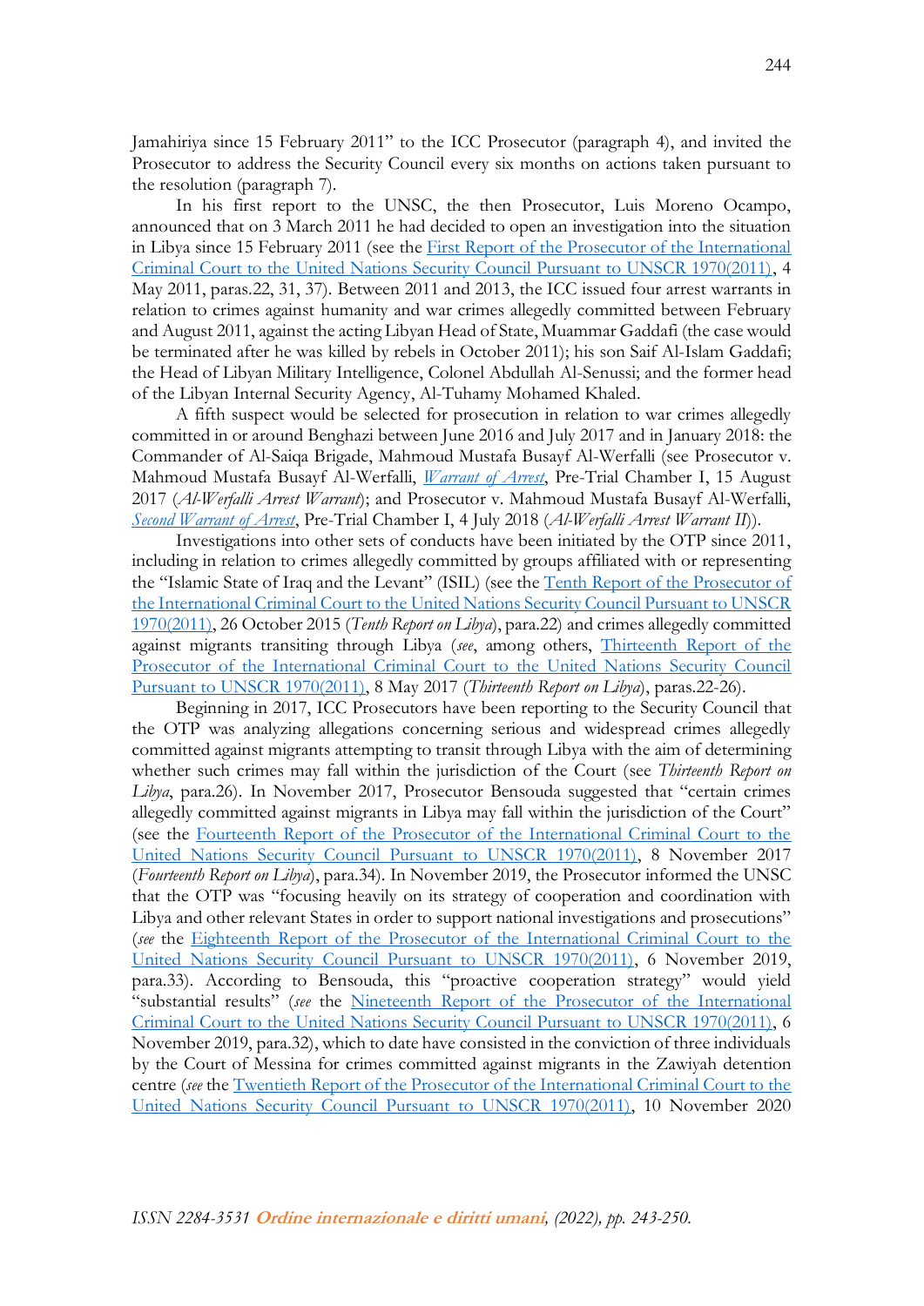Jamahiriya since 15 February 2011" to the ICC Prosecutor (paragraph 4), and invited the Prosecutor to address the Security Council every six months on actions taken pursuant to the resolution (paragraph 7).

In his first report to the UNSC, the then Prosecutor, Luis Moreno Ocampo, announced that on 3 March 2011 he had decided to open an investigation into the situation in Libya since 15 February 2011 (see the First Report of the Prosecutor of the International Criminal Court to the United Nations Security Council Pursuant to UNSCR 1970(2011), 4 May 2011, paras.22, 31, 37). Between 2011 and 2013, the ICC issued four arrest warrants in relation to crimes against humanity and war crimes allegedly committed between February and August 2011, against the acting Libyan Head of State, Muammar Gaddafi (the case would be terminated after he was killed by rebels in October 2011); his son Saif Al-Islam Gaddafi; the Head of Libyan Military Intelligence, Colonel Abdullah Al-Senussi; and the former head of the Libyan Internal Security Agency, Al-Tuhamy Mohamed Khaled.

A fifth suspect would be selected for prosecution in relation to war crimes allegedly committed in or around Benghazi between June 2016 and July 2017 and in January 2018: the Commander of Al-Saiqa Brigade, Mahmoud Mustafa Busayf Al-Werfalli (see Prosecutor v. Mahmoud Mustafa Busayf Al-Werfalli, *Warrant of Arrest*, Pre-Trial Chamber I, 15 August 2017 (*Al-Werfalli Arrest Warrant*); and Prosecutor v. Mahmoud Mustafa Busayf Al-Werfalli, *Second Warrant of Arrest*, Pre-Trial Chamber I, 4 July 2018 (*Al-Werfalli Arrest Warrant II*)).

Investigations into other sets of conducts have been initiated by the OTP since 2011, including in relation to crimes allegedly committed by groups affiliated with or representing the "Islamic State of Iraq and the Levant" (ISIL) (see the Tenth Report of the Prosecutor of the International Criminal Court to the United Nations Security Council Pursuant to UNSCR 1970(2011), 26 October 2015 (*Tenth Report on Libya*), para.22) and crimes allegedly committed against migrants transiting through Libya (*see*, among others, Thirteenth Report of the Prosecutor of the International Criminal Court to the United Nations Security Council Pursuant to UNSCR 1970(2011), 8 May 2017 (*Thirteenth Report on Libya*), paras.22-26).

Beginning in 2017, ICC Prosecutors have been reporting to the Security Council that the OTP was analyzing allegations concerning serious and widespread crimes allegedly committed against migrants attempting to transit through Libya with the aim of determining whether such crimes may fall within the jurisdiction of the Court (see *Thirteenth Report on Libya*, para.26). In November 2017, Prosecutor Bensouda suggested that "certain crimes allegedly committed against migrants in Libya may fall within the jurisdiction of the Court" (see the Fourteenth Report of the Prosecutor of the International Criminal Court to the United Nations Security Council Pursuant to UNSCR 1970(2011), 8 November 2017 (*Fourteenth Report on Libya*), para.34). In November 2019, the Prosecutor informed the UNSC that the OTP was "focusing heavily on its strategy of cooperation and coordination with Libya and other relevant States in order to support national investigations and prosecutions" (*see* the Eighteenth Report of the Prosecutor of the International Criminal Court to the United Nations Security Council Pursuant to UNSCR 1970(2011), 6 November 2019, para.33). According to Bensouda, this "proactive cooperation strategy" would yield "substantial results" (*see* the Nineteenth Report of the Prosecutor of the International Criminal Court to the United Nations Security Council Pursuant to UNSCR 1970(2011), 6 November 2019, para.32), which to date have consisted in the conviction of three individuals by the Court of Messina for crimes committed against migrants in the Zawiyah detention centre (*see* the Twentieth Report of the Prosecutor of the International Criminal Court to the United Nations Security Council Pursuant to UNSCR 1970(2011), 10 November 2020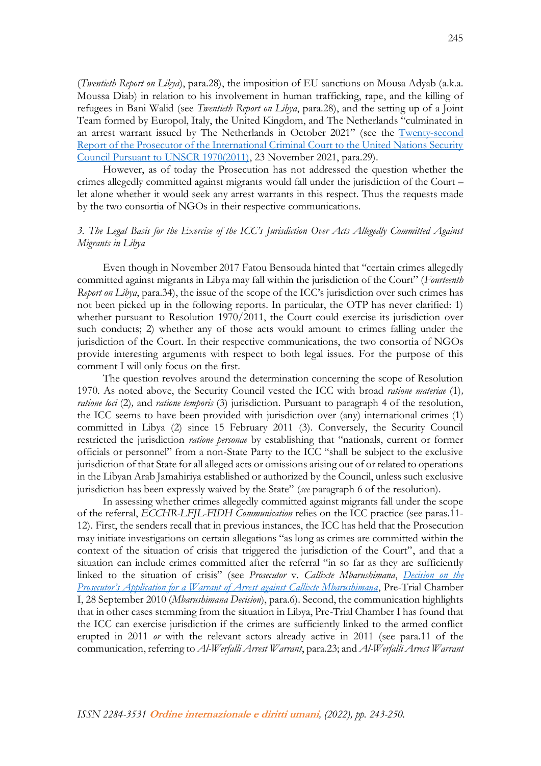(*Twentieth Report on Libya*), para.28), the imposition of EU sanctions on Mousa Adyab (a.k.a. Moussa Diab) in relation to his involvement in human trafficking, rape, and the killing of refugees in Bani Walid (see *Twentieth Report on Libya*, para.28), and the setting up of a Joint Team formed by Europol, Italy, the United Kingdom, and The Netherlands "culminated in an arrest warrant issued by The Netherlands in October 2021" (see the Twenty-second Report of the Prosecutor of the International Criminal Court to the United Nations Security Council Pursuant to UNSCR 1970(2011), 23 November 2021, para.29).

However, as of today the Prosecution has not addressed the question whether the crimes allegedly committed against migrants would fall under the jurisdiction of the Court – let alone whether it would seek any arrest warrants in this respect. Thus the requests made by the two consortia of NGOs in their respective communications.

### *3. The Legal Basis for the Exercise of the ICC's Jurisdiction Over Acts Allegedly Committed Against Migrants in Libya*

Even though in November 2017 Fatou Bensouda hinted that "certain crimes allegedly committed against migrants in Libya may fall within the jurisdiction of the Court" (*Fourteenth Report on Libya*, para.34), the issue of the scope of the ICC's jurisdiction over such crimes has not been picked up in the following reports. In particular, the OTP has never clarified: 1) whether pursuant to Resolution 1970/2011, the Court could exercise its jurisdiction over such conducts; 2) whether any of those acts would amount to crimes falling under the jurisdiction of the Court. In their respective communications, the two consortia of NGOs provide interesting arguments with respect to both legal issues. For the purpose of this comment I will only focus on the first.

The question revolves around the determination concerning the scope of Resolution 1970. As noted above, the Security Council vested the ICC with broad *ratione materiae* (1), *ratione loci* (2), and *ratione temporis* (3) jurisdiction. Pursuant to paragraph 4 of the resolution, the ICC seems to have been provided with jurisdiction over (any) international crimes (1) committed in Libya (2) since 15 February 2011 (3). Conversely, the Security Council restricted the jurisdiction *ratione personae* by establishing that "nationals, current or former officials or personnel" from a non-State Party to the ICC "shall be subject to the exclusive jurisdiction of that State for all alleged acts or omissions arising out of or related to operations in the Libyan Arab Jamahiriya established or authorized by the Council, unless such exclusive jurisdiction has been expressly waived by the State" (*see* paragraph 6 of the resolution).

In assessing whether crimes allegedly committed against migrants fall under the scope of the referral, *ECCHR-LFJL-FIDH Communication* relies on the ICC practice (see paras.11-12). First, the senders recall that in previous instances, the ICC has held that the Prosecution may initiate investigations on certain allegations "as long as crimes are committed within the context of the situation of crisis that triggered the jurisdiction of the Court", and that a situation can include crimes committed after the referral "in so far as they are sufficiently linked to the situation of crisis" (see *Prosecutor* v. *Callixte Mbarushimana*, *Decision on the Prosecutor's Application for a Warrant of Arrest against Callixte Mbarushimana*, Pre-Trial Chamber I, 28 September 2010 (*Mbarushimana Decision*), para.6). Second, the communication highlights that in other cases stemming from the situation in Libya, Pre-Trial Chamber I has found that the ICC can exercise jurisdiction if the crimes are sufficiently linked to the armed conflict erupted in 2011 *or* with the relevant actors already active in 2011 (see para.11 of the communication, referring to *Al-Werfalli Arrest Warrant*, para.23; and *Al-Werfalli Arrest Warrant*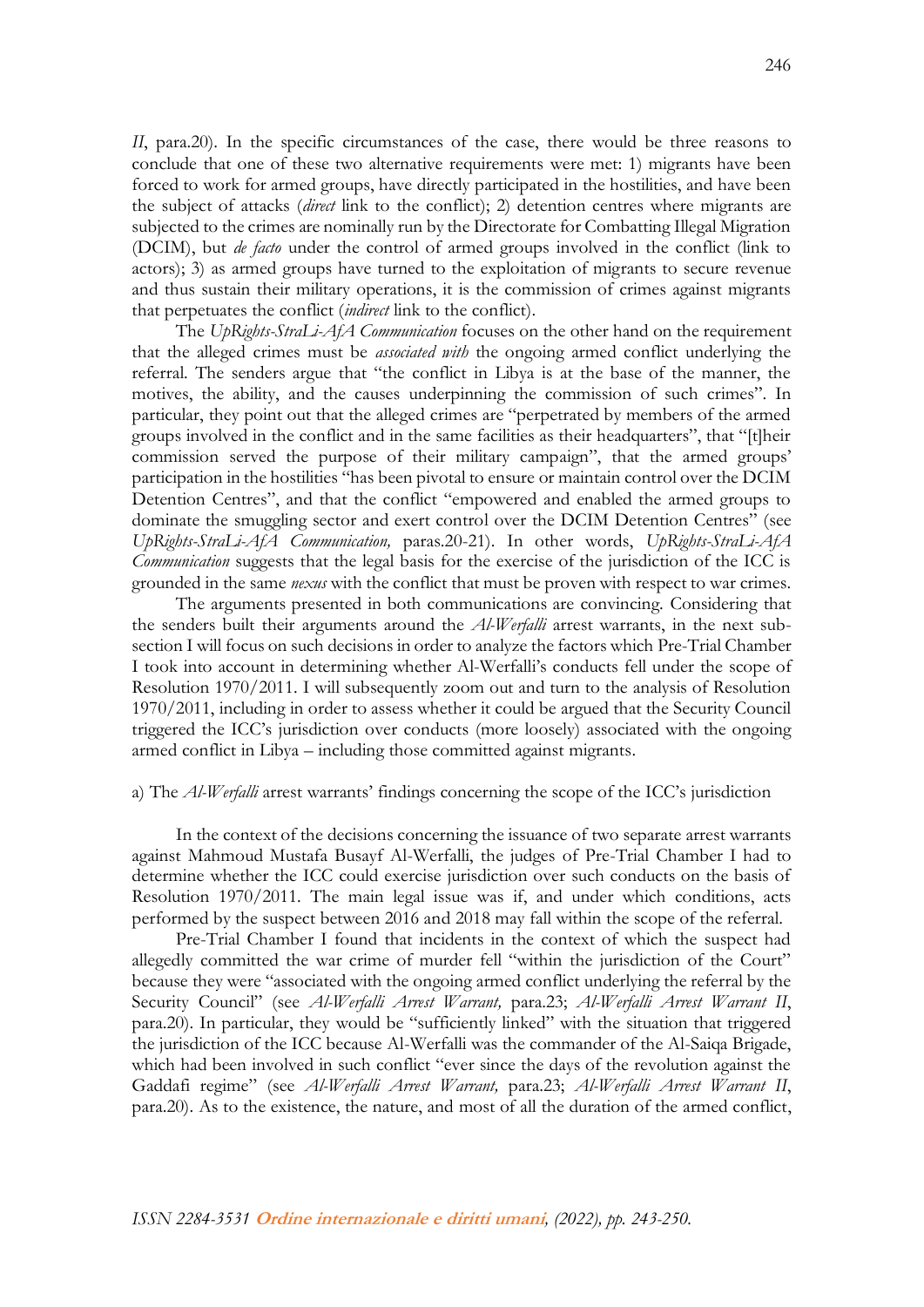*II*, para.20). In the specific circumstances of the case, there would be three reasons to conclude that one of these two alternative requirements were met: 1) migrants have been forced to work for armed groups, have directly participated in the hostilities, and have been the subject of attacks (*direct* link to the conflict); 2) detention centres where migrants are subjected to the crimes are nominally run by the Directorate for Combatting Illegal Migration (DCIM), but *de facto* under the control of armed groups involved in the conflict (link to actors); 3) as armed groups have turned to the exploitation of migrants to secure revenue and thus sustain their military operations, it is the commission of crimes against migrants that perpetuates the conflict (*indirect* link to the conflict).

The *UpRights-StraLi-AfA Communication* focuses on the other hand on the requirement that the alleged crimes must be *associated with* the ongoing armed conflict underlying the referral. The senders argue that "the conflict in Libya is at the base of the manner, the motives, the ability, and the causes underpinning the commission of such crimes". In particular, they point out that the alleged crimes are "perpetrated by members of the armed groups involved in the conflict and in the same facilities as their headquarters", that "[t]heir commission served the purpose of their military campaign", that the armed groups' participation in the hostilities "has been pivotal to ensure or maintain control over the DCIM Detention Centres", and that the conflict "empowered and enabled the armed groups to dominate the smuggling sector and exert control over the DCIM Detention Centres" (see *UpRights-StraLi-AfA Communication,* paras.20-21). In other words, *UpRights-StraLi-AfA Communication* suggests that the legal basis for the exercise of the jurisdiction of the ICC is grounded in the same *nexus* with the conflict that must be proven with respect to war crimes.

The arguments presented in both communications are convincing. Considering that the senders built their arguments around the *Al-Werfalli* arrest warrants, in the next sub-section I will focus on such decisions in order to analyze the factors which Pre-Trial Chamber I took into account in determining whether Al-Werfalli's conducts fell under the scope of Resolution 1970/2011. I will subsequently zoom out and turn to the analysis of Resolution 1970/2011, including in order to assess whether it could be argued that the Security Council triggered the ICC's jurisdiction over conducts (more loosely) associated with the ongoing armed conflict in Libya – including those committed against migrants.

a) The *Al-Werfalli* arrest warrants' findings concerning the scope of the ICC's jurisdiction

In the context of the decisions concerning the issuance of two separate arrest warrants against Mahmoud Mustafa Busayf Al-Werfalli, the judges of Pre-Trial Chamber I had to determine whether the ICC could exercise jurisdiction over such conducts on the basis of Resolution 1970/2011. The main legal issue was if, and under which conditions, acts performed by the suspect between 2016 and 2018 may fall within the scope of the referral.

Pre-Trial Chamber I found that incidents in the context of which the suspect had allegedly committed the war crime of murder fell "within the jurisdiction of the Court" because they were "associated with the ongoing armed conflict underlying the referral by the Security Council" (see *Al-Werfalli Arrest Warrant,* para.23; *Al-Werfalli Arrest Warrant II*, para.20). In particular, they would be "sufficiently linked" with the situation that triggered the jurisdiction of the ICC because Al-Werfalli was the commander of the Al-Saiqa Brigade, which had been involved in such conflict "ever since the days of the revolution against the Gaddafi regime" (see *Al-Werfalli Arrest Warrant,* para.23; *Al-Werfalli Arrest Warrant II*, para.20). As to the existence, the nature, and most of all the duration of the armed conflict,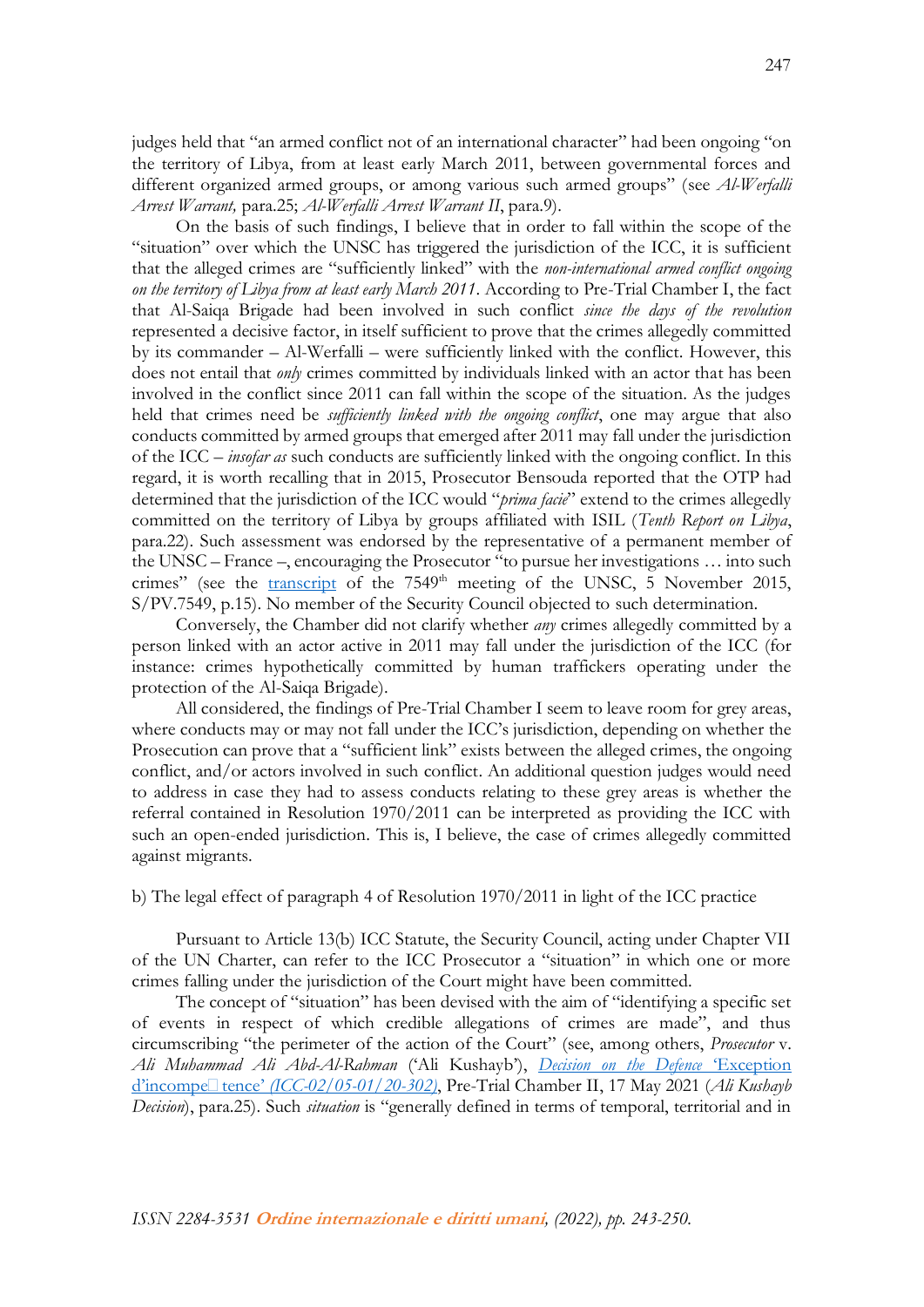judges held that "an armed conflict not of an international character" had been ongoing "on the territory of Libya, from at least early March 2011, between governmental forces and different organized armed groups, or among various such armed groups" (see *Al-Werfalli Arrest Warrant,* para.25; *Al-Werfalli Arrest Warrant II*, para.9).

On the basis of such findings, I believe that in order to fall within the scope of the "situation" over which the UNSC has triggered the jurisdiction of the ICC, it is sufficient that the alleged crimes are "sufficiently linked" with the *non-international armed conflict ongoing on the territory of Libya from at least early March 2011*. According to Pre-Trial Chamber I, the fact that Al-Saiqa Brigade had been involved in such conflict *since the days of the revolution* represented a decisive factor, in itself sufficient to prove that the crimes allegedly committed by its commander – Al-Werfalli – were sufficiently linked with the conflict. However, this does not entail that *only* crimes committed by individuals linked with an actor that has been involved in the conflict since 2011 can fall within the scope of the situation. As the judges held that crimes need be *sufficiently linked with the ongoing conflict*, one may argue that also conducts committed by armed groups that emerged after 2011 may fall under the jurisdiction of the ICC – *insofar as* such conducts are sufficiently linked with the ongoing conflict. In this regard, it is worth recalling that in 2015, Prosecutor Bensouda reported that the OTP had determined that the jurisdiction of the ICC would "*prima facie*" extend to the crimes allegedly committed on the territory of Libya by groups affiliated with ISIL (*Tenth Report on Libya*, para.22). Such assessment was endorsed by the representative of a permanent member of the UNSC – France –, encouraging the Prosecutor "to pursue her investigations … into such crimes" (see the transcript of the 7549th meeting of the UNSC, 5 November 2015, S/PV.7549, p.15). No member of the Security Council objected to such determination.

Conversely, the Chamber did not clarify whether *any* crimes allegedly committed by a person linked with an actor active in 2011 may fall under the jurisdiction of the ICC (for instance: crimes hypothetically committed by human traffickers operating under the protection of the Al-Saiqa Brigade).

All considered, the findings of Pre-Trial Chamber I seem to leave room for grey areas, where conducts may or may not fall under the ICC's jurisdiction, depending on whether the Prosecution can prove that a "sufficient link" exists between the alleged crimes, the ongoing conflict, and/or actors involved in such conflict. An additional question judges would need to address in case they had to assess conducts relating to these grey areas is whether the referral contained in Resolution 1970/2011 can be interpreted as providing the ICC with such an open-ended jurisdiction. This is, I believe, the case of crimes allegedly committed against migrants.

b) The legal effect of paragraph 4 of Resolution 1970/2011 in light of the ICC practice

Pursuant to Article 13(b) ICC Statute, the Security Council, acting under Chapter VII of the UN Charter, can refer to the ICC Prosecutor a "situation" in which one or more crimes falling under the jurisdiction of the Court might have been committed.

The concept of "situation" has been devised with the aim of "identifying a specific set of events in respect of which credible allegations of crimes are made", and thus circumscribing "the perimeter of the action of the Court" (see, among others, *Prosecutor* v. *Ali Muhammad Ali Abd-Al-Rahman* ('Ali Kushayb'), *Decision on the Defence* 'Exception d'incompe tence' *(ICC-02/05-01/20-302)*, Pre-Trial Chamber II, 17 May 2021 (*Ali Kushayb Decision*), para.25). Such *situation* is "generally defined in terms of temporal, territorial and in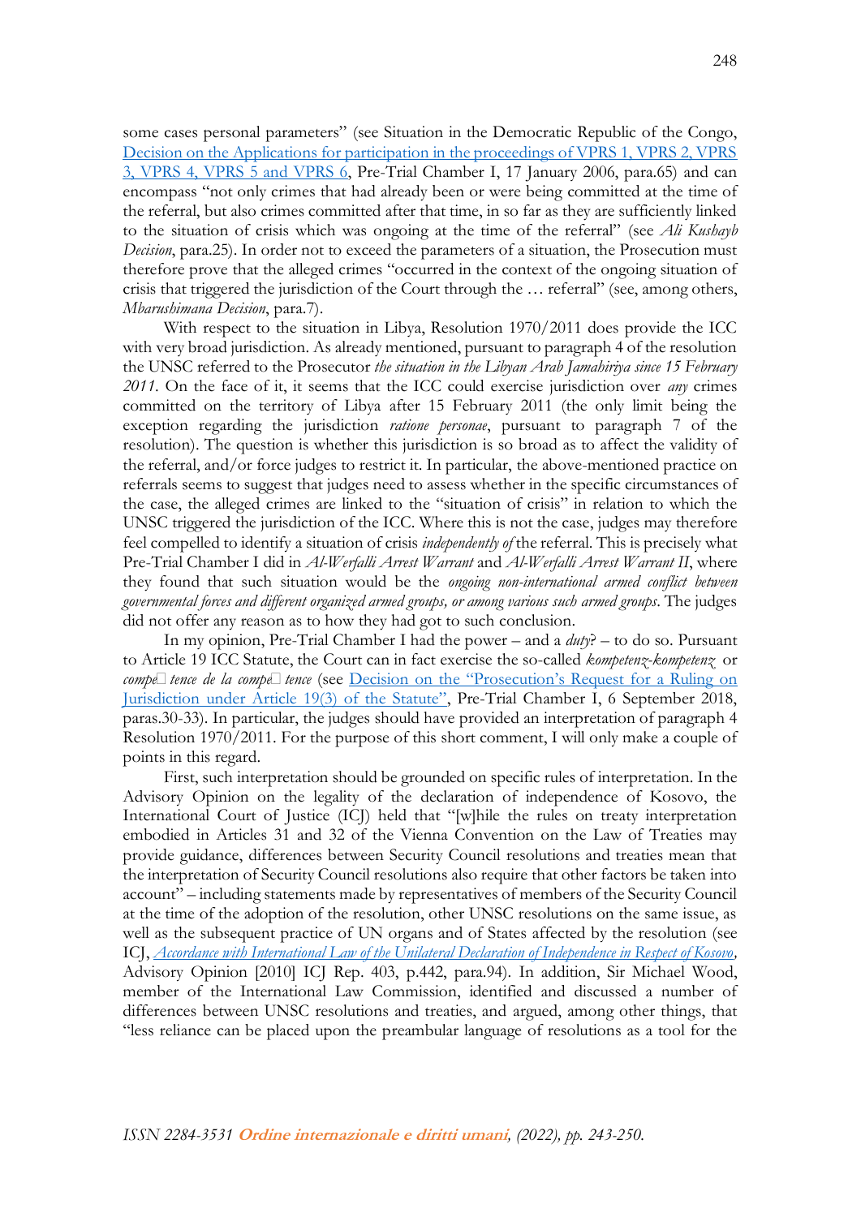some cases personal parameters" (see Situation in the Democratic Republic of the Congo, [Decision on the Applications for participation in the proceedings of VPRS 1, VPRS 2, VPRS 3, VPRS 4, VPRS 5 and VPRS 6](), Pre-Trial Chamber I, 17 January 2006, para.65) and can encompass "not only crimes that had already been or were being committed at the time of the referral, but also crimes committed after that time, in so far as they are sufficiently linked to the situation of crisis which was ongoing at the time of the referral" (see *Ali Kushayb Decision*, para.25). In order not to exceed the parameters of a situation, the Prosecution must therefore prove that the alleged crimes "occurred in the context of the ongoing situation of crisis that triggered the jurisdiction of the Court through the … referral" (see, among others, *Mbarushimana Decision*, para.7).

With respect to the situation in Libya, Resolution 1970/2011 does provide the ICC with very broad jurisdiction. As already mentioned, pursuant to paragraph 4 of the resolution the UNSC referred to the Prosecutor *the situation in the Libyan Arab Jamahiriya since 15 February 2011*. On the face of it, it seems that the ICC could exercise jurisdiction over *any* crimes committed on the territory of Libya after 15 February 2011 (the only limit being the exception regarding the jurisdiction *ratione personae*, pursuant to paragraph 7 of the resolution). The question is whether this jurisdiction is so broad as to affect the validity of the referral, and/or force judges to restrict it. In particular, the above-mentioned practice on referrals seems to suggest that judges need to assess whether in the specific circumstances of the case, the alleged crimes are linked to the "situation of crisis" in relation to which the UNSC triggered the jurisdiction of the ICC. Where this is not the case, judges may therefore feel compelled to identify a situation of crisis *independently of* the referral. This is precisely what Pre-Trial Chamber I did in *Al-Werfalli Arrest Warrant* and *Al-Werfalli Arrest Warrant II*, where they found that such situation would be the *ongoing non-international armed conflict between governmental forces and different organized armed groups, or among various such armed groups*. The judges did not offer any reason as to how they had got to such conclusion.

In my opinion, Pre-Trial Chamber I had the power – and a *duty*? – to do so. Pursuant to Article 19 ICC Statute, the Court can in fact exercise the so-called *kompetenz-kompetenz* or *compétence de la compétence* (see [Decision on the "Prosecution's Request for a Ruling on Jurisdiction under Article 19(3) of the Statute"](), Pre-Trial Chamber I, 6 September 2018, paras.30-33). In particular, the judges should have provided an interpretation of paragraph 4 Resolution 1970/2011. For the purpose of this short comment, I will only make a couple of points in this regard.

First, such interpretation should be grounded on specific rules of interpretation. In the Advisory Opinion on the legality of the declaration of independence of Kosovo, the International Court of Justice (ICJ) held that "[w]hile the rules on treaty interpretation embodied in Articles 31 and 32 of the Vienna Convention on the Law of Treaties may provide guidance, differences between Security Council resolutions and treaties mean that the interpretation of Security Council resolutions also require that other factors be taken into account" – including statements made by representatives of members of the Security Council at the time of the adoption of the resolution, other UNSC resolutions on the same issue, as well as the subsequent practice of UN organs and of States affected by the resolution (see ICJ, [*Accordance with International Law of the Unilateral Declaration of Independence in Respect of Kosovo*](), Advisory Opinion [2010] ICJ Rep. 403, p.442, para.94). In addition, Sir Michael Wood, member of the International Law Commission, identified and discussed a number of differences between UNSC resolutions and treaties, and argued, among other things, that "less reliance can be placed upon the preambular language of resolutions as a tool for the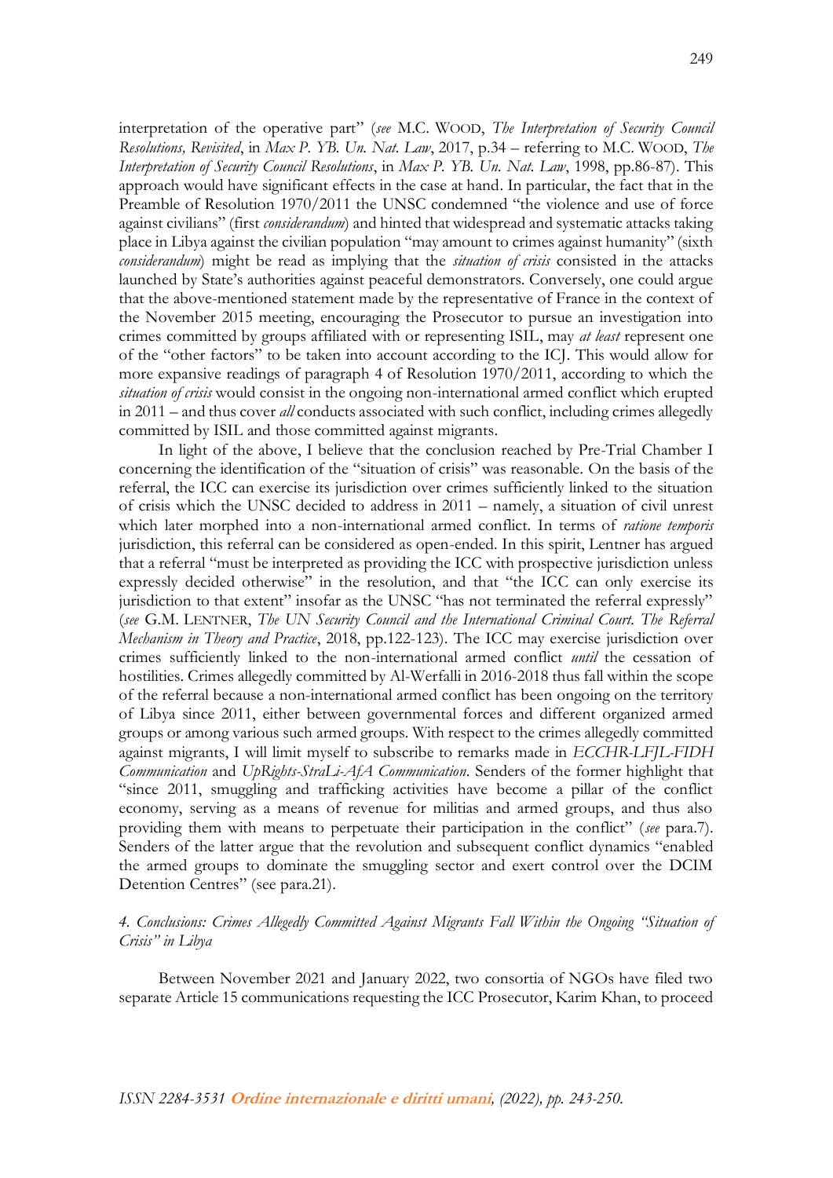interpretation of the operative part" (*see* M.C. WOOD, *The Interpretation of Security Council Resolutions, Revisited*, in *Max P. YB. Un. Nat. Law*, 2017, p.34 – referring to M.C. WOOD, *The Interpretation of Security Council Resolutions*, in *Max P. YB. Un. Nat. Law*, 1998, pp.86-87). This approach would have significant effects in the case at hand. In particular, the fact that in the Preamble of Resolution 1970/2011 the UNSC condemned "the violence and use of force against civilians" (first *considerandum*) and hinted that widespread and systematic attacks taking place in Libya against the civilian population "may amount to crimes against humanity" (sixth *considerandum*) might be read as implying that the *situation of crisis* consisted in the attacks launched by State's authorities against peaceful demonstrators. Conversely, one could argue that the above-mentioned statement made by the representative of France in the context of the November 2015 meeting, encouraging the Prosecutor to pursue an investigation into crimes committed by groups affiliated with or representing ISIL, may *at least* represent one of the "other factors" to be taken into account according to the ICJ. This would allow for more expansive readings of paragraph 4 of Resolution 1970/2011, according to which the *situation of crisis* would consist in the ongoing non-international armed conflict which erupted in 2011 – and thus cover *all* conducts associated with such conflict, including crimes allegedly committed by ISIL and those committed against migrants.

In light of the above, I believe that the conclusion reached by Pre-Trial Chamber I concerning the identification of the "situation of crisis" was reasonable. On the basis of the referral, the ICC can exercise its jurisdiction over crimes sufficiently linked to the situation of crisis which the UNSC decided to address in 2011 – namely, a situation of civil unrest which later morphed into a non-international armed conflict. In terms of *ratione temporis* jurisdiction, this referral can be considered as open-ended. In this spirit, Lentner has argued that a referral "must be interpreted as providing the ICC with prospective jurisdiction unless expressly decided otherwise" in the resolution, and that "the ICC can only exercise its jurisdiction to that extent" insofar as the UNSC "has not terminated the referral expressly" (*see* G.M. LENTNER, *The UN Security Council and the International Criminal Court. The Referral Mechanism in Theory and Practice*, 2018, pp.122-123). The ICC may exercise jurisdiction over crimes sufficiently linked to the non-international armed conflict *until* the cessation of hostilities. Crimes allegedly committed by Al-Werfalli in 2016-2018 thus fall within the scope of the referral because a non-international armed conflict has been ongoing on the territory of Libya since 2011, either between governmental forces and different organized armed groups or among various such armed groups. With respect to the crimes allegedly committed against migrants, I will limit myself to subscribe to remarks made in *ECCHR-LFJL-FIDH Communication* and *UpRights-StraLi-AfA Communication*. Senders of the former highlight that "since 2011, smuggling and trafficking activities have become a pillar of the conflict economy, serving as a means of revenue for militias and armed groups, and thus also providing them with means to perpetuate their participation in the conflict" (*see* para.7). Senders of the latter argue that the revolution and subsequent conflict dynamics "enabled the armed groups to dominate the smuggling sector and exert control over the DCIM Detention Centres" (see para.21).

### *4. Conclusions: Crimes Allegedly Committed Against Migrants Fall Within the Ongoing "Situation of Crisis" in Libya*

Between November 2021 and January 2022, two consortia of NGOs have filed two separate Article 15 communications requesting the ICC Prosecutor, Karim Khan, to proceed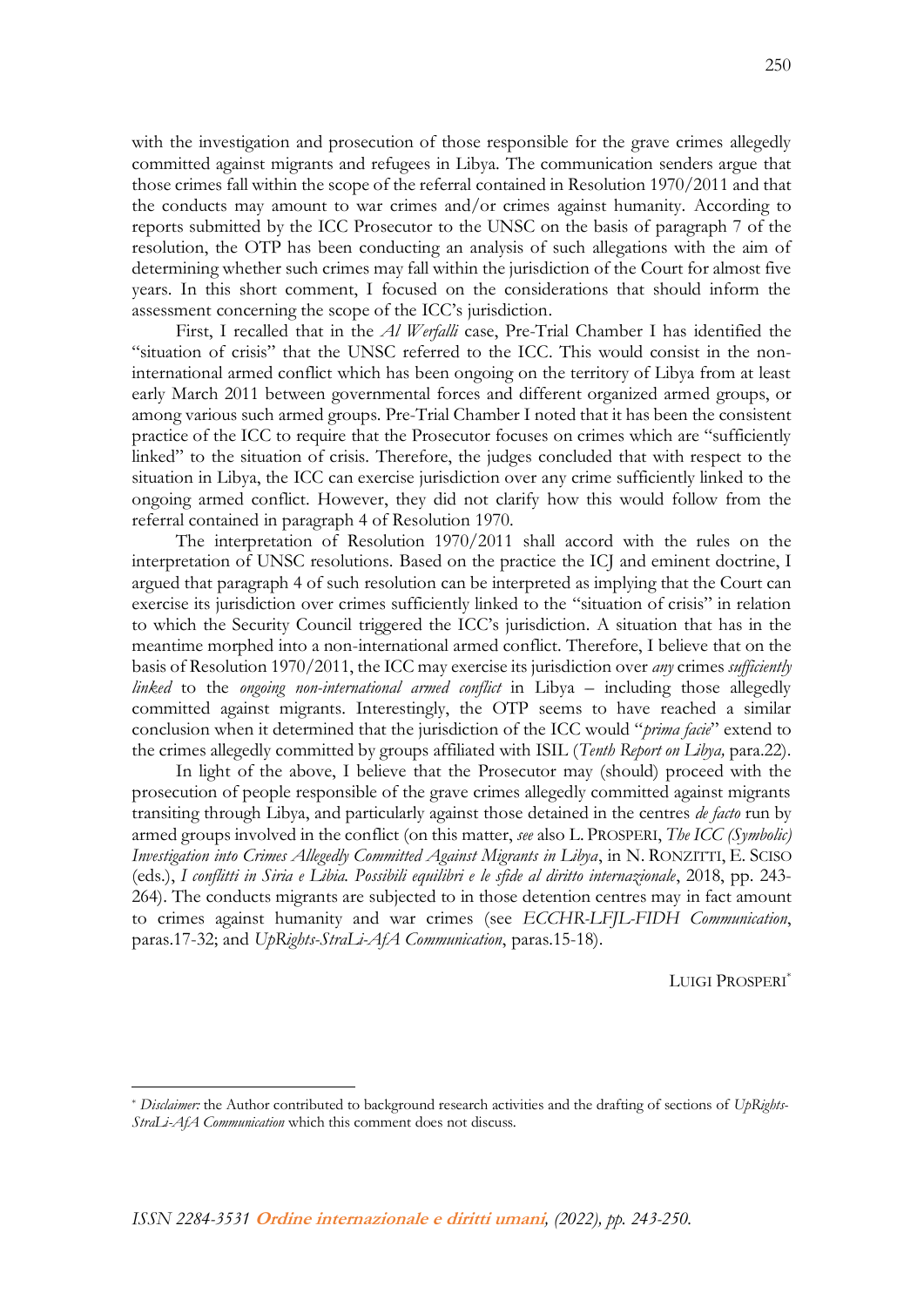with the investigation and prosecution of those responsible for the grave crimes allegedly committed against migrants and refugees in Libya. The communication senders argue that those crimes fall within the scope of the referral contained in Resolution 1970/2011 and that the conducts may amount to war crimes and/or crimes against humanity. According to reports submitted by the ICC Prosecutor to the UNSC on the basis of paragraph 7 of the resolution, the OTP has been conducting an analysis of such allegations with the aim of determining whether such crimes may fall within the jurisdiction of the Court for almost five years. In this short comment, I focused on the considerations that should inform the assessment concerning the scope of the ICC's jurisdiction.

First, I recalled that in the *Al Werfalli* case, Pre-Trial Chamber I has identified the "situation of crisis" that the UNSC referred to the ICC. This would consist in the non-international armed conflict which has been ongoing on the territory of Libya from at least early March 2011 between governmental forces and different organized armed groups, or among various such armed groups. Pre-Trial Chamber I noted that it has been the consistent practice of the ICC to require that the Prosecutor focuses on crimes which are "sufficiently linked" to the situation of crisis. Therefore, the judges concluded that with respect to the situation in Libya, the ICC can exercise jurisdiction over any crime sufficiently linked to the ongoing armed conflict. However, they did not clarify how this would follow from the referral contained in paragraph 4 of Resolution 1970.

The interpretation of Resolution 1970/2011 shall accord with the rules on the interpretation of UNSC resolutions. Based on the practice the ICJ and eminent doctrine, I argued that paragraph 4 of such resolution can be interpreted as implying that the Court can exercise its jurisdiction over crimes sufficiently linked to the "situation of crisis" in relation to which the Security Council triggered the ICC's jurisdiction. A situation that has in the meantime morphed into a non-international armed conflict. Therefore, I believe that on the basis of Resolution 1970/2011, the ICC may exercise its jurisdiction over ***any*** crimes ***sufficiently linked*** to the ***ongoing non-international armed conflict*** in Libya – including those allegedly committed against migrants. Interestingly, the OTP seems to have reached a similar conclusion when it determined that the jurisdiction of the ICC would "*prima facie*" extend to the crimes allegedly committed by groups affiliated with ISIL (*Tenth Report on Libya,* para.22).

In light of the above, I believe that the Prosecutor may (should) proceed with the prosecution of people responsible of the grave crimes allegedly committed against migrants transiting through Libya, and particularly against those detained in the centres *de facto* run by armed groups involved in the conflict (on this matter, *see* also L. PROSPERI, *The ICC (Symbolic) Investigation into Crimes Allegedly Committed Against Migrants in Libya*, in N. RONZITTI, E. SCISO (eds.), *I conflitti in Siria e Libia. Possibili equilibri e le sfide al diritto internazionale*, 2018, pp. 243-264). The conducts migrants are subjected to in those detention centres may in fact amount to crimes against humanity and war crimes (see *ECCHR-LFJL-FIDH Communication*, paras.17-32; and *UpRights-StraLi-AfA Communication*, paras.15-18).

LUIGI PROSPERI[*]

---

[*] *Disclaimer:* the Author contributed to background research activities and the drafting of sections of *UpRights-StraLi-AfA Communication* which this comment does not discuss.